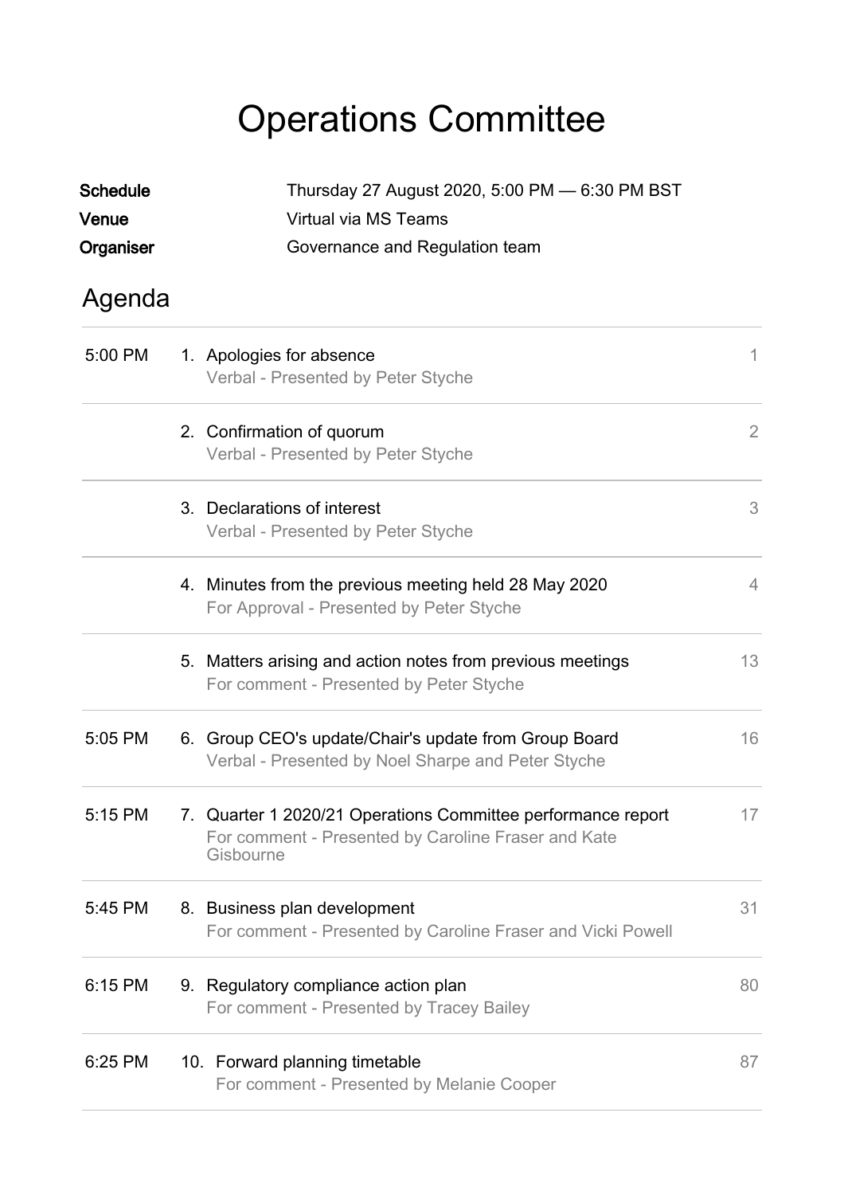# Operations Committee

**Schedule** Thursday 27 August 2020, 5:00 PM — 6:30 PM BST
**Venue** Virtual via MS Teams
**Organiser** Governance and Regulation team

## Agenda

| Time | Item | Page |
|---|---|---|
| 5:00 PM | 1. Apologies for absence<br>Verbal - Presented by Peter Styche | 1 |
| | 2. Confirmation of quorum<br>Verbal - Presented by Peter Styche | 2 |
| | 3. Declarations of interest<br>Verbal - Presented by Peter Styche | 3 |
| | 4. Minutes from the previous meeting held 28 May 2020<br>For Approval - Presented by Peter Styche | 4 |
| | 5. Matters arising and action notes from previous meetings<br>For comment - Presented by Peter Styche | 13 |
| 5:05 PM | 6. Group CEO's update/Chair's update from Group Board<br>Verbal - Presented by Noel Sharpe and Peter Styche | 16 |
| 5:15 PM | 7. Quarter 1 2020/21 Operations Committee performance report<br>For comment - Presented by Caroline Fraser and Kate Gisbourne | 17 |
| 5:45 PM | 8. Business plan development<br>For comment - Presented by Caroline Fraser and Vicki Powell | 31 |
| 6:15 PM | 9. Regulatory compliance action plan<br>For comment - Presented by Tracey Bailey | 80 |
| 6:25 PM | 10. Forward planning timetable<br>For comment - Presented by Melanie Cooper | 87 |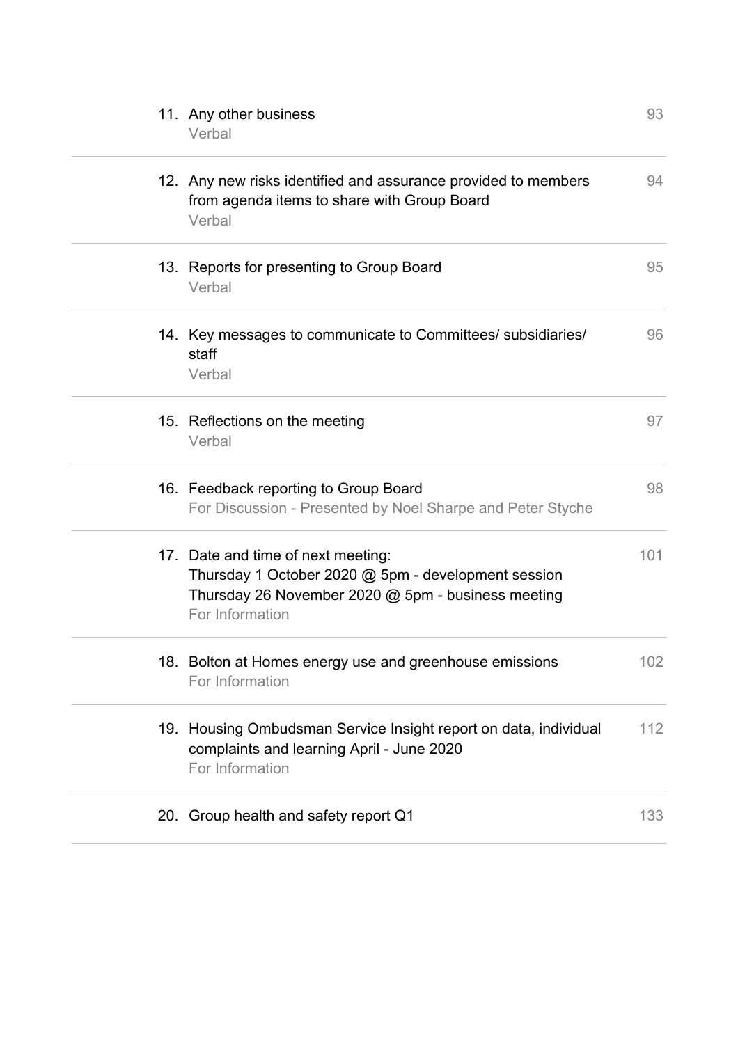11. Any other business  
    Verbal — 93

12. Any new risks identified and assurance provided to members from agenda items to share with Group Board  
    Verbal — 94

13. Reports for presenting to Group Board  
    Verbal — 95

14. Key messages to communicate to Committees/ subsidiaries/ staff  
    Verbal — 96

15. Reflections on the meeting  
    Verbal — 97

16. Feedback reporting to Group Board  
    For Discussion - Presented by Noel Sharpe and Peter Styche — 98

17. Date and time of next meeting:  
    Thursday 1 October 2020 @ 5pm - development session  
    Thursday 26 November 2020 @ 5pm - business meeting  
    For Information — 101

18. Bolton at Homes energy use and greenhouse emissions  
    For Information — 102

19. Housing Ombudsman Service Insight report on data, individual complaints and learning April - June 2020  
    For Information — 112

20. Group health and safety report Q1 — 133